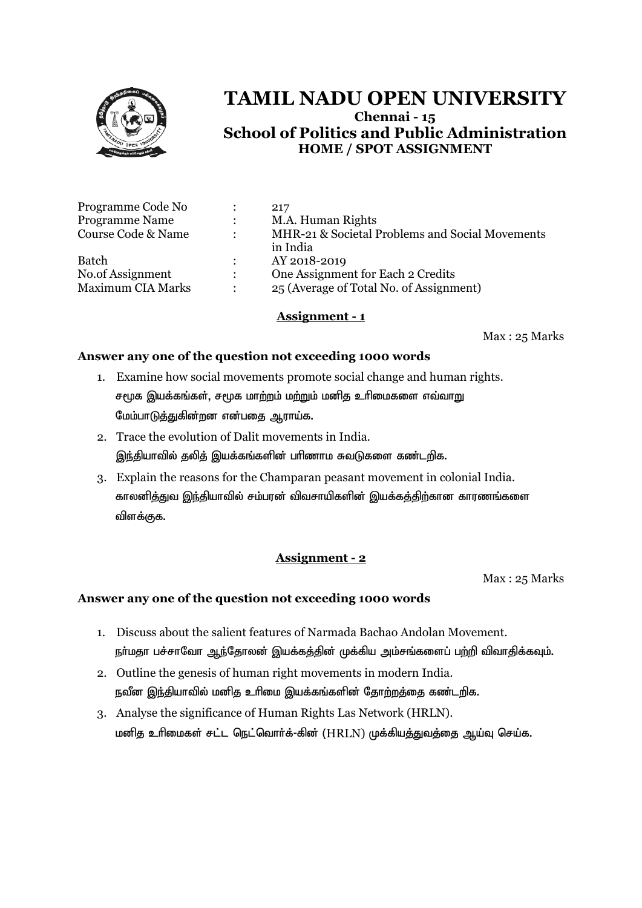# TAMIL NADU OPEN UNIVERSITY

**Chennai - 15**

**School of Politics and Public Administration**

**HOME / SPOT ASSIGNMENT**

| | | |
|---|---|---|
| Programme Code No | : | 217 |
| Programme Name | : | M.A. Human Rights |
| Course Code & Name | : | MHR-21 & Societal Problems and Social Movements in India |
| Batch | : | AY 2018-2019 |
| No.of Assignment | : | One Assignment for Each 2 Credits |
| Maximum CIA Marks | : | 25 (Average of Total No. of Assignment) |

## Assignment - 1

Max : 25 Marks

**Answer any one of the question not exceeding 1000 words**

1. Examine how social movements promote social change and human rights.
   சமூக இயக்கங்கள், சமூக மாற்றம் மற்றும் மனித உரிமைகளை எவ்வாறு மேம்பாடுத்துகின்றன என்பதை ஆராய்க.
2. Trace the evolution of Dalit movements in India.
   இந்தியாவில் தலித் இயக்கங்களின் பரிணாம சுவடுகளை கண்டறிக.
3. Explain the reasons for the Champaran peasant movement in colonial India.
   காலனித்துவ இந்தியாவில் சம்பரன் விவசாயிகளின் இயக்கத்திற்கான காரணங்களை விளக்குக.

## Assignment - 2

Max : 25 Marks

**Answer any one of the question not exceeding 1000 words**

1. Discuss about the salient features of Narmada Bachao Andolan Movement.
   நர்மதா பச்சாவோ ஆந்தோலன் இயக்கத்தின் முக்கிய அம்சங்களைப் பற்றி விவாதிக்கவும்.
2. Outline the genesis of human right movements in modern India.
   நவீன இந்தியாவில் மனித உரிமை இயக்கங்களின் தோற்றத்தை கண்டறிக.
3. Analyse the significance of Human Rights Las Network (HRLN).
   மனித உரிமைகள் சட்ட நெட்வொர்க்-கின் (HRLN) முக்கியத்துவத்தை ஆய்வு செய்க.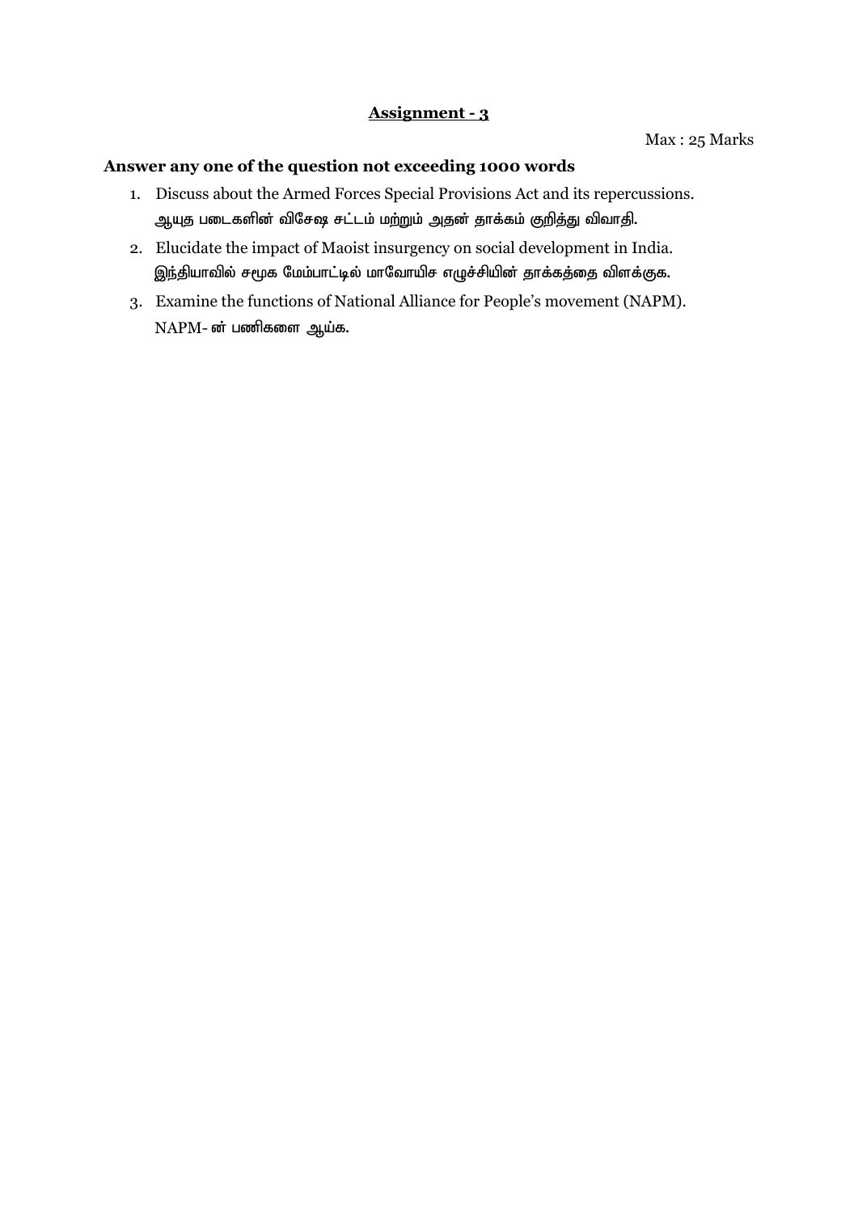## Assignment - 3

Max : 25 Marks

**Answer any one of the question not exceeding 1000 words**

1. Discuss about the Armed Forces Special Provisions Act and its repercussions.
   ஆயுத படைகளின் விசேஷ சட்டம் மற்றும் அதன் தாக்கம் குறித்து விவாதி.
2. Elucidate the impact of Maoist insurgency on social development in India.
   இந்தியாவில் சமூக மேம்பாட்டில் மாவோயிச எழுச்சியின் தாக்கத்தை விளக்குக.
3. Examine the functions of National Alliance for People's movement (NAPM).
   NAPM- ன் பணிகளை ஆய்க.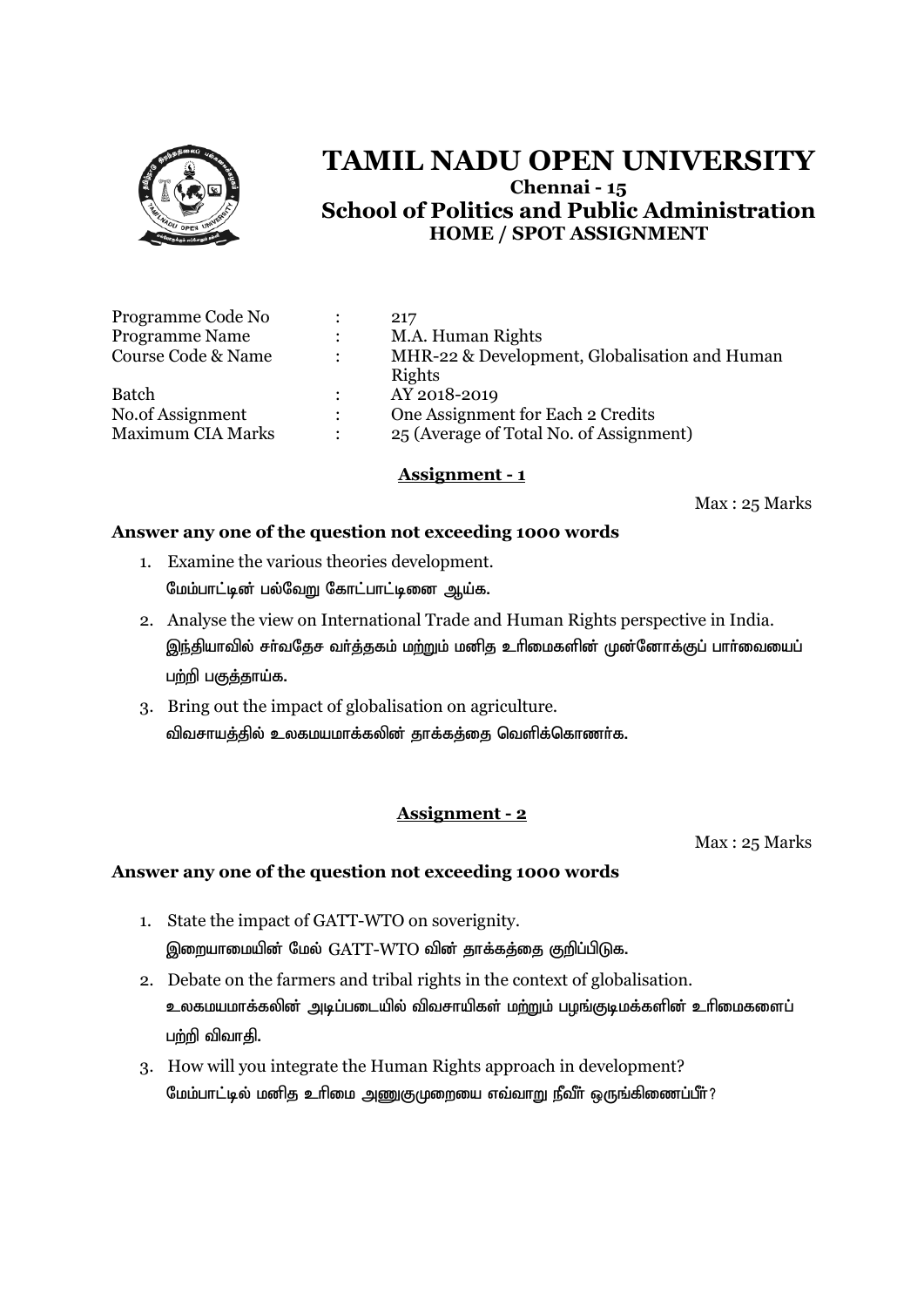# TAMIL NADU OPEN UNIVERSITY

**Chennai - 15**

**School of Politics and Public Administration**

**HOME / SPOT ASSIGNMENT**

| | | |
|---|---|---|
| Programme Code No | : | 217 |
| Programme Name | : | M.A. Human Rights |
| Course Code & Name | : | MHR-22 & Development, Globalisation and Human Rights |
| Batch | : | AY 2018-2019 |
| No.of Assignment | : | One Assignment for Each 2 Credits |
| Maximum CIA Marks | : | 25 (Average of Total No. of Assignment) |

## Assignment - 1

Max : 25 Marks

**Answer any one of the question not exceeding 1000 words**

1. Examine the various theories development.
   மேம்பாட்டின் பல்வேறு கோட்பாட்டினை ஆய்க.
2. Analyse the view on International Trade and Human Rights perspective in India.
   இந்தியாவில் சர்வதேச வர்த்தகம் மற்றும் மனித உரிமைகளின் முன்னோக்குப் பார்வையைப் பற்றி பகுத்தாய்க.
3. Bring out the impact of globalisation on agriculture.
   விவசாயத்தில் உலகமயமாக்கலின் தாக்கத்தை வெளிக்கொணர்க.

## Assignment - 2

Max : 25 Marks

**Answer any one of the question not exceeding 1000 words**

1. State the impact of GATT-WTO on soverignity.
   இறையாமையின் மேல் GATT-WTO வின் தாக்கத்தை குறிப்பிடுக.
2. Debate on the farmers and tribal rights in the context of globalisation.
   உலகமயமாக்கலின் அடிப்படையில் விவசாயிகள் மற்றும் பழங்குடிமக்களின் உரிமைகளைப் பற்றி விவாதி.
3. How will you integrate the Human Rights approach in development?
   மேம்பாட்டில் மனித உரிமை அணுகுமுறையை எவ்வாறு நீவீர் ஒருங்கிணைப்பீர்?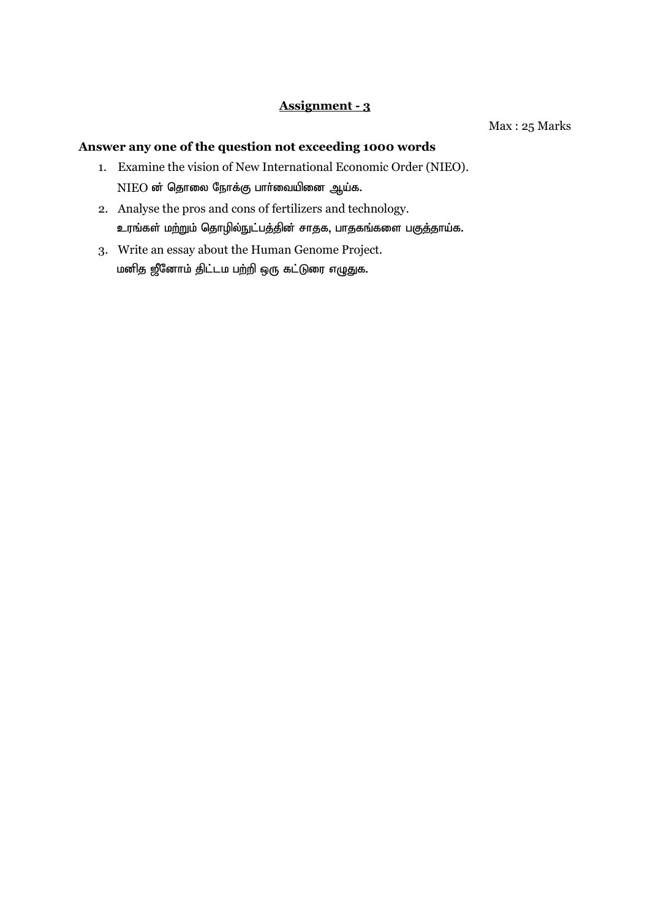## Assignment - 3

Max : 25 Marks

**Answer any one of the question not exceeding 1000 words**

1. Examine the vision of New International Economic Order (NIEO).
   NIEO ன் தொலை நோக்கு பார்வையினை ஆய்க.
2. Analyse the pros and cons of fertilizers and technology.
   உரங்கள் மற்றும் தொழில்நுட்பத்தின் சாதக, பாதகங்களை பகுத்தாய்க.
3. Write an essay about the Human Genome Project.
   மனித ஜீனோம் திட்டம பற்றி ஒரு கட்டுரை எழுதுக.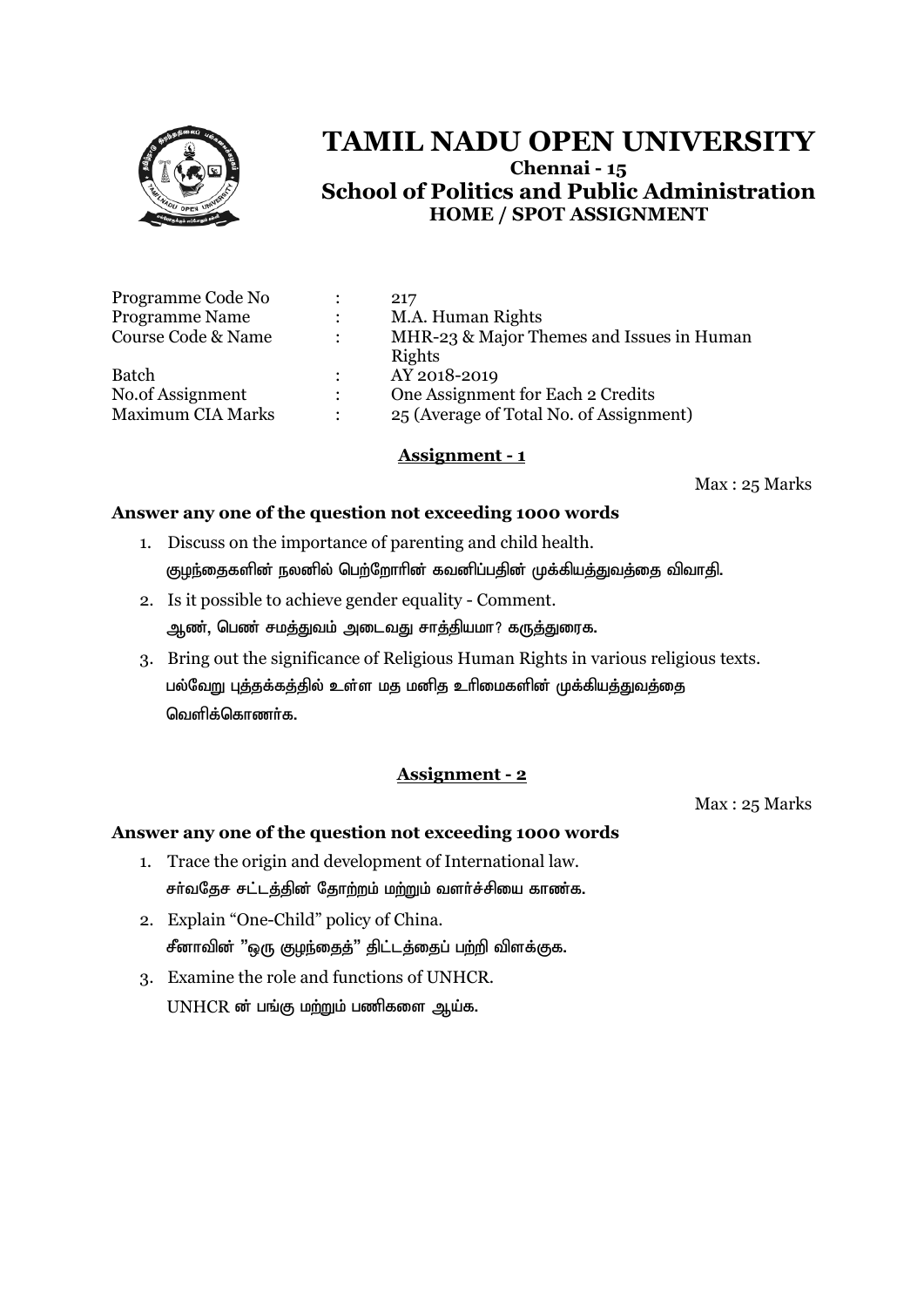# TAMIL NADU OPEN UNIVERSITY

**Chennai - 15**

**School of Politics and Public Administration**

**HOME / SPOT ASSIGNMENT**

| | | |
|---|---|---|
| Programme Code No | : | 217 |
| Programme Name | : | M.A. Human Rights |
| Course Code & Name | : | MHR-23 & Major Themes and Issues in Human Rights |
| Batch | : | AY 2018-2019 |
| No.of Assignment | : | One Assignment for Each 2 Credits |
| Maximum CIA Marks | : | 25 (Average of Total No. of Assignment) |

## Assignment - 1

Max : 25 Marks

**Answer any one of the question not exceeding 1000 words**

1. Discuss on the importance of parenting and child health.
   குழந்தைகளின் நலனில் பெற்றோரின் கவனிப்பதின் முக்கியத்துவத்தை விவாதி.
2. Is it possible to achieve gender equality - Comment.
   ஆண், பெண் சமத்துவம் அடைவது சாத்தியமா? கருத்துரைக.
3. Bring out the significance of Religious Human Rights in various religious texts.
   பல்வேறு புத்தக்கத்தில் உள்ள மத மனித உரிமைகளின் முக்கியத்துவத்தை வெளிக்கொணர்க.

## Assignment - 2

Max : 25 Marks

**Answer any one of the question not exceeding 1000 words**

1. Trace the origin and development of International law.
   சர்வதேச சட்டத்தின் தோற்றம் மற்றும் வளர்ச்சியை காண்க.
2. Explain "One-Child" policy of China.
   சீனாவின் "ஒரு குழந்தைத்" திட்டத்தைப் பற்றி விளக்குக.
3. Examine the role and functions of UNHCR.
   UNHCR ன் பங்கு மற்றும் பணிகளை ஆய்க.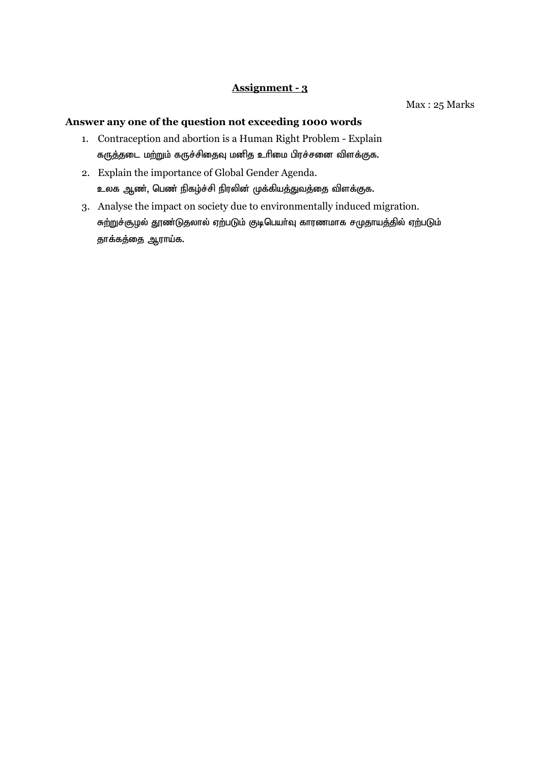## Assignment - 3

Max : 25 Marks

**Answer any one of the question not exceeding 1000 words**

1. Contraception and abortion is a Human Right Problem - Explain
   கருத்தடை மற்றும் கருச்சிதைவு மனித உரிமை பிரச்சனை விளக்குக.
2. Explain the importance of Global Gender Agenda.
   உலக ஆண், பெண் நிகழ்ச்சி நிரலின் முக்கியத்துவத்தை விளக்குக.
3. Analyse the impact on society due to environmentally induced migration.
   சுற்றுச்சூழல் தூண்டுதலால் ஏற்படும் குடிபெயர்வு காரணமாக சமுதாயத்தில் ஏற்படும் தாக்கத்தை ஆராய்க.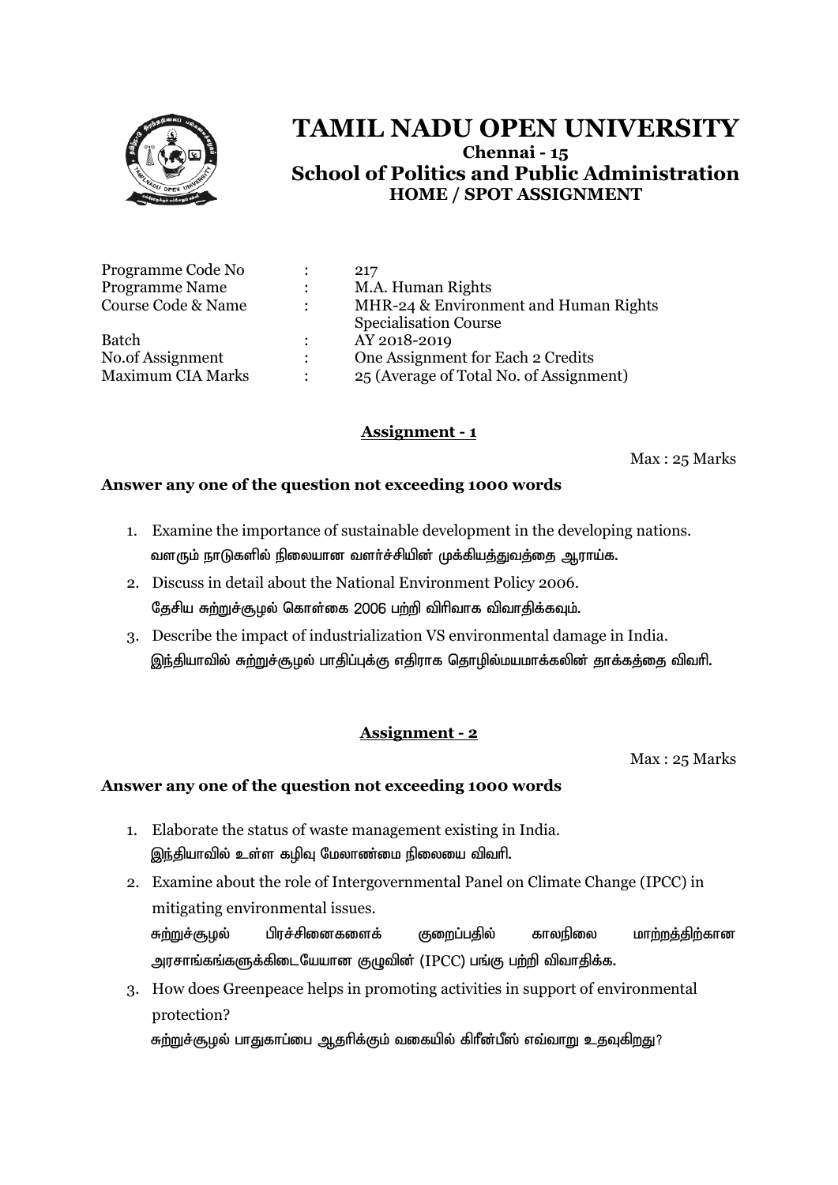# TAMIL NADU OPEN UNIVERSITY

**Chennai - 15**

## School of Politics and Public Administration

**HOME / SPOT ASSIGNMENT**

| | | |
|---|---|---|
| Programme Code No | : | 217 |
| Programme Name | : | M.A. Human Rights |
| Course Code & Name | : | MHR-24 & Environment and Human Rights Specialisation Course |
| Batch | : | AY 2018-2019 |
| No.of Assignment | : | One Assignment for Each 2 Credits |
| Maximum CIA Marks | : | 25 (Average of Total No. of Assignment) |

### Assignment - 1

Max : 25 Marks

**Answer any one of the question not exceeding 1000 words**

1. Examine the importance of sustainable development in the developing nations.
   வளரும் நாடுகளில் நிலையான வளர்ச்சியின் முக்கியத்துவத்தை ஆராய்க.
2. Discuss in detail about the National Environment Policy 2006.
   தேசிய சுற்றுச்சூழல் கொள்கை 2006 பற்றி விரிவாக விவாதிக்கவும்.
3. Describe the impact of industrialization VS environmental damage in India.
   இந்தியாவில் சுற்றுச்சூழல் பாதிப்புக்கு எதிராக தொழில்மயமாக்கலின் தாக்கத்தை விவரி.

### Assignment - 2

Max : 25 Marks

**Answer any one of the question not exceeding 1000 words**

1. Elaborate the status of waste management existing in India.
   இந்தியாவில் உள்ள கழிவு மேலாண்மை நிலையை விவரி.
2. Examine about the role of Intergovernmental Panel on Climate Change (IPCC) in mitigating environmental issues.
   சுற்றுச்சூழல் பிரச்சினைகளைக் குறைப்பதில் காலநிலை மாற்றத்திற்கான அரசாங்கங்களுக்கிடையேயான குழுவின் (IPCC) பங்கு பற்றி விவாதிக்க.
3. How does Greenpeace helps in promoting activities in support of environmental protection?
   சுற்றுச்சூழல் பாதுகாப்பை ஆதரிக்கும் வகையில் கிரீன்பீஸ் எவ்வாறு உதவுகிறது?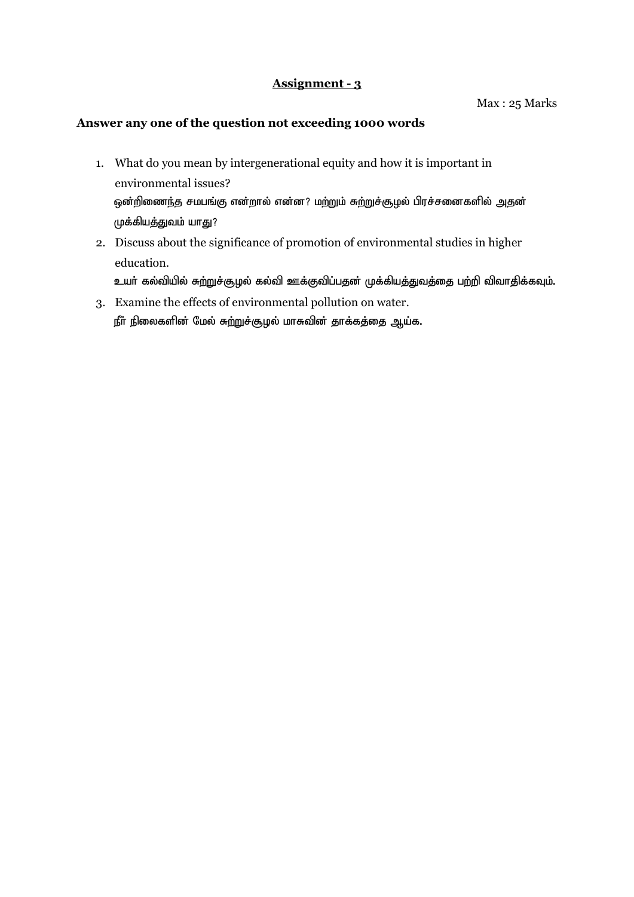# Assignment - 3

Max : 25 Marks

**Answer any one of the question not exceeding 1000 words**

1. What do you mean by intergenerational equity and how it is important in environmental issues?
   ஒன்றிணைந்த சமபங்கு என்றால் என்ன? மற்றும் சுற்றுச்சூழல் பிரச்சனைகளில் அதன் முக்கியத்துவம் யாது?
2. Discuss about the significance of promotion of environmental studies in higher education.
   உயர் கல்வியில் சுற்றுச்சூழல் கல்வி ஊக்குவிப்பதன் முக்கியத்துவத்தை பற்றி விவாதிக்கவும்.
3. Examine the effects of environmental pollution on water.
   நீர் நிலைகளின் மேல் சுற்றுச்சூழல் மாசுவின் தாக்கத்தை ஆய்க.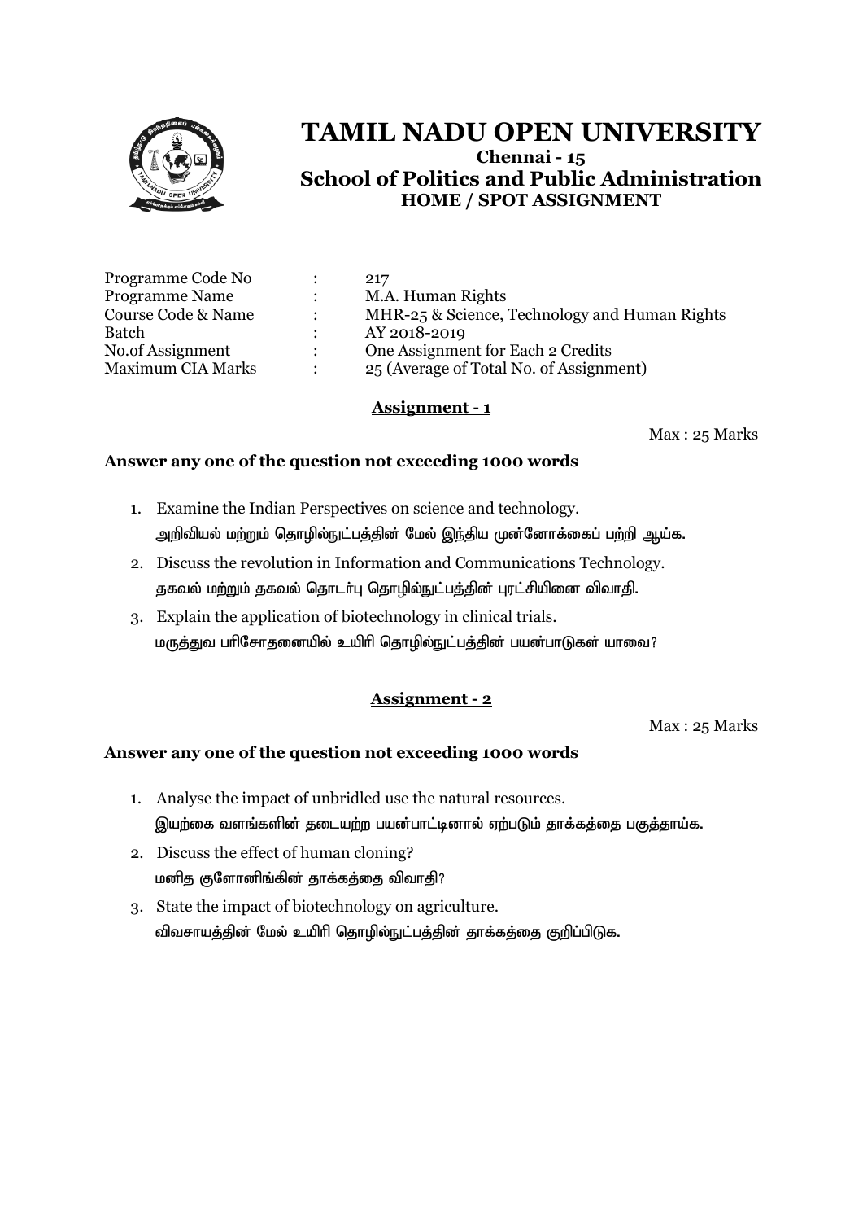# TAMIL NADU OPEN UNIVERSITY

**Chennai - 15**

**School of Politics and Public Administration**

**HOME / SPOT ASSIGNMENT**

| | | |
|---|---|---|
| Programme Code No | : | 217 |
| Programme Name | : | M.A. Human Rights |
| Course Code & Name | : | MHR-25 & Science, Technology and Human Rights |
| Batch | : | AY 2018-2019 |
| No.of Assignment | : | One Assignment for Each 2 Credits |
| Maximum CIA Marks | : | 25 (Average of Total No. of Assignment) |

## Assignment - 1

Max : 25 Marks

**Answer any one of the question not exceeding 1000 words**

1. Examine the Indian Perspectives on science and technology.
   அறிவியல் மற்றும் தொழில்நுட்பத்தின் மேல் இந்திய முன்னோக்கைப் பற்றி ஆய்க.
2. Discuss the revolution in Information and Communications Technology.
   தகவல் மற்றும் தகவல் தொடர்பு தொழில்நுட்பத்தின் புரட்சியினை விவாதி.
3. Explain the application of biotechnology in clinical trials.
   மருத்துவ பரிசோதனையில் உயிரி தொழில்நுட்பத்தின் பயன்பாடுகள் யாவை?

## Assignment - 2

Max : 25 Marks

**Answer any one of the question not exceeding 1000 words**

1. Analyse the impact of unbridled use the natural resources.
   இயற்கை வளங்களின் தடையற்ற பயன்பாட்டினால் ஏற்படும் தாக்கத்தை பகுத்தாய்க.
2. Discuss the effect of human cloning?
   மனித குளோனிங்கின் தாக்கத்தை விவாதி?
3. State the impact of biotechnology on agriculture.
   விவசாயத்தின் மேல் உயிரி தொழில்நுட்பத்தின் தாக்கத்தை குறிப்பிடுக.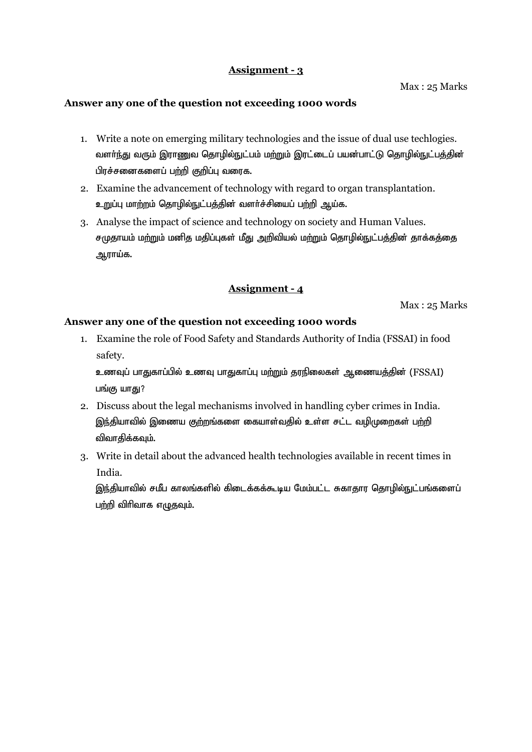## Assignment - 3

Max : 25 Marks

**Answer any one of the question not exceeding 1000 words**

1. Write a note on emerging military technologies and the issue of dual use techlogies.
   வளர்ந்து வரும் இராணுவ தொழில்நுட்பம் மற்றும் இரட்டைப் பயன்பாட்டு தொழில்நுட்பத்தின் பிரச்சனைகளைப் பற்றி குறிப்பு வரைக.
2. Examine the advancement of technology with regard to organ transplantation.
   உறுப்பு மாற்றம் தொழில்நுட்பத்தின் வளர்ச்சியைப் பற்றி ஆய்க.
3. Analyse the impact of science and technology on society and Human Values.
   சமுதாயம் மற்றும் மனித மதிப்புகள் மீது அறிவியல் மற்றும் தொழில்நுட்பத்தின் தாக்கத்தை ஆராய்க.

## Assignment - 4

Max : 25 Marks

**Answer any one of the question not exceeding 1000 words**

1. Examine the role of Food Safety and Standards Authority of India (FSSAI) in food safety.
   உணவுப் பாதுகாப்பில் உணவு பாதுகாப்பு மற்றும் தரநிலைகள் ஆணையத்தின் (FSSAI) பங்கு யாது?
2. Discuss about the legal mechanisms involved in handling cyber crimes in India.
   இந்தியாவில் இணைய குற்றங்களை கையாள்வதில் உள்ள சட்ட வழிமுறைகள் பற்றி விவாதிக்கவும்.
3. Write in detail about the advanced health technologies available in recent times in India.
   இந்தியாவில் சமீப காலங்களில் கிடைக்கக்கூடிய மேம்பட்ட சுகாதார தொழில்நுட்பங்களைப் பற்றி விரிவாக எழுதவும்.